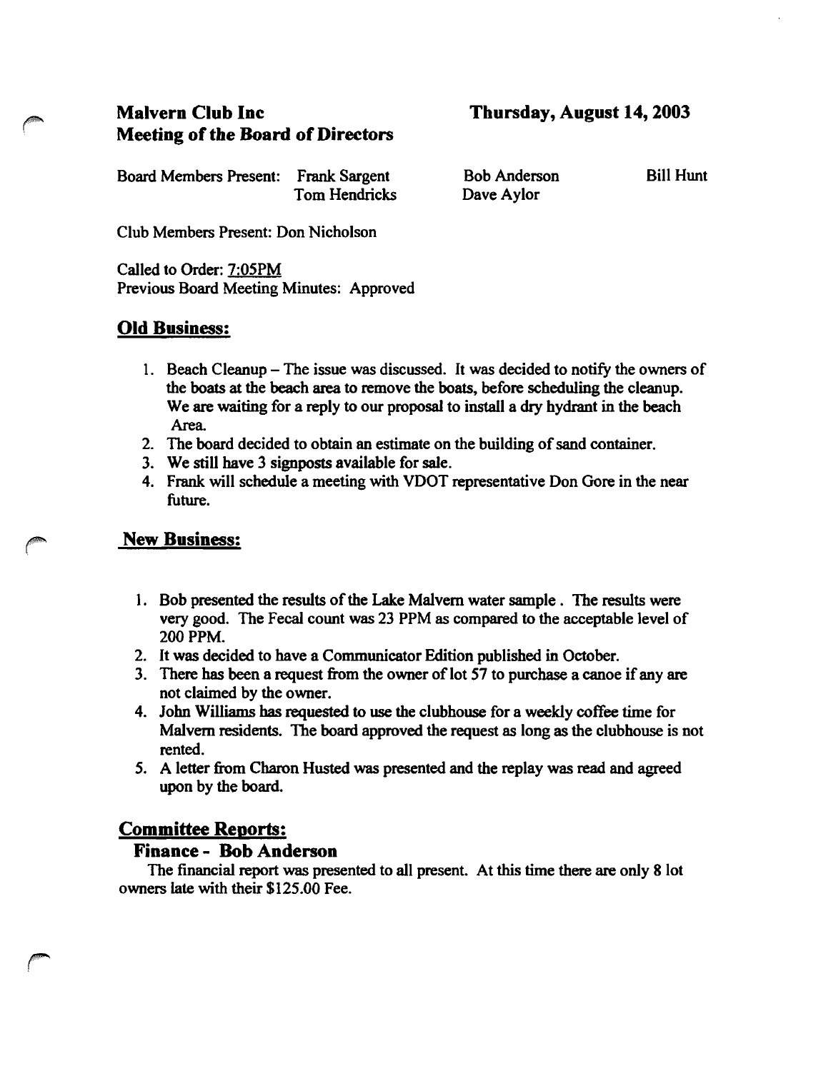# Malvern Club Inc
## Meeting of the Board of Directors

**Thursday, August 14, 2003**

Board Members Present: Frank Sargent, Bob Anderson, Bill Hunt, Tom Hendricks, Dave Aylor

Club Members Present: Don Nicholson

Called to Order: 7:05PM
Previous Board Meeting Minutes: Approved

## Old Business:

1. Beach Cleanup – The issue was discussed. It was decided to notify the owners of the boats at the beach area to remove the boats, before scheduling the cleanup. We are waiting for a reply to our proposal to install a dry hydrant in the beach Area.
2. The board decided to obtain an estimate on the building of sand container.
3. We still have 3 signposts available for sale.
4. Frank will schedule a meeting with VDOT representative Don Gore in the near future.

## New Business:

1. Bob presented the results of the Lake Malvern water sample . The results were very good. The Fecal count was 23 PPM as compared to the acceptable level of 200 PPM.
2. It was decided to have a Communicator Edition published in October.
3. There has been a request from the owner of lot 57 to purchase a canoe if any are not claimed by the owner.
4. John Williams has requested to use the clubhouse for a weekly coffee time for Malvern residents. The board approved the request as long as the clubhouse is not rented.
5. A letter from Charon Husted was presented and the replay was read and agreed upon by the board.

## Committee Reports:

### Finance - Bob Anderson

The financial report was presented to all present. At this time there are only 8 lot owners late with their $125.00 Fee.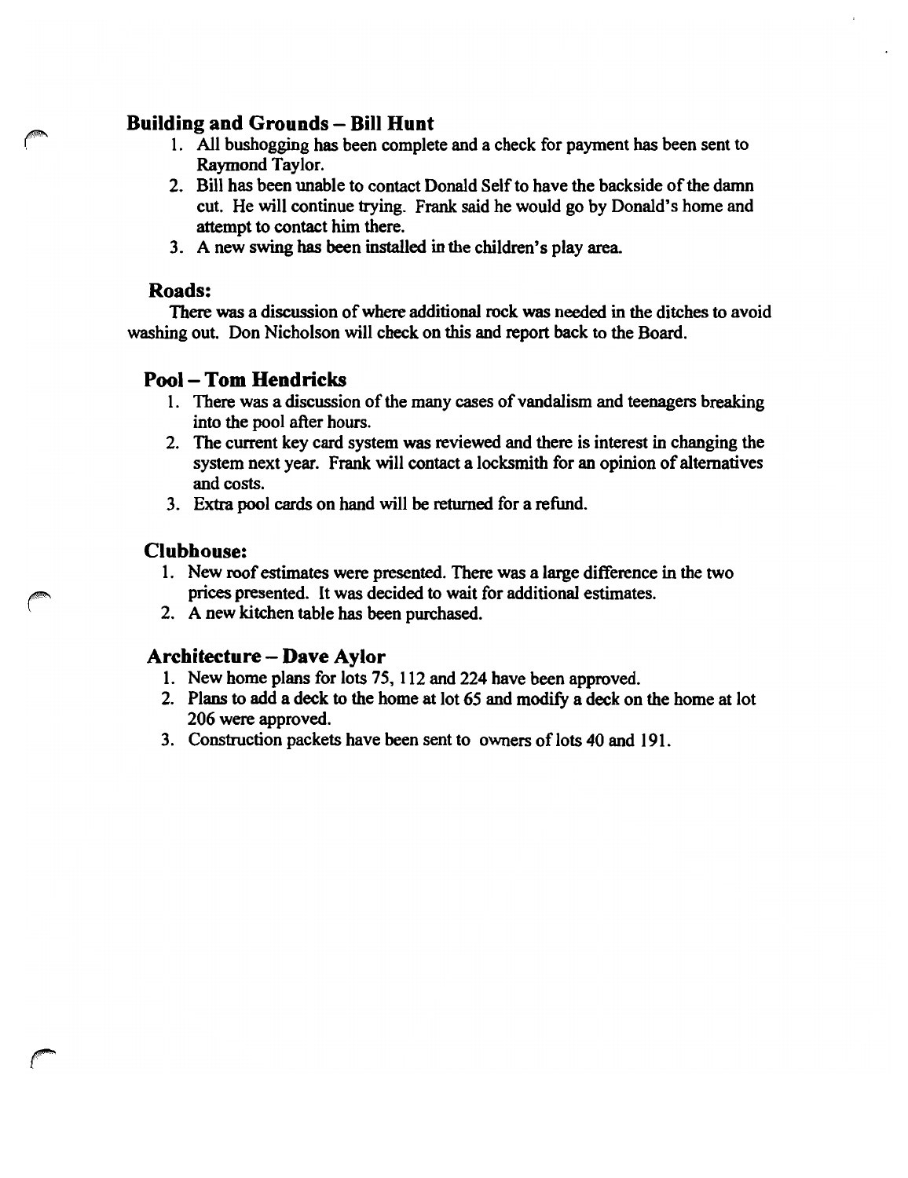## Building and Grounds – Bill Hunt

1. All bushogging has been complete and a check for payment has been sent to Raymond Taylor.
2. Bill has been unable to contact Donald Self to have the backside of the damn cut. He will continue trying. Frank said he would go by Donald's home and attempt to contact him there.
3. A new swing has been installed in the children's play area.

## Roads:

There was a discussion of where additional rock was needed in the ditches to avoid washing out. Don Nicholson will check on this and report back to the Board.

## Pool – Tom Hendricks

1. There was a discussion of the many cases of vandalism and teenagers breaking into the pool after hours.
2. The current key card system was reviewed and there is interest in changing the system next year. Frank will contact a locksmith for an opinion of alternatives and costs.
3. Extra pool cards on hand will be returned for a refund.

## Clubhouse:

1. New roof estimates were presented. There was a large difference in the two prices presented. It was decided to wait for additional estimates.
2. A new kitchen table has been purchased.

## Architecture – Dave Aylor

1. New home plans for lots 75, 112 and 224 have been approved.
2. Plans to add a deck to the home at lot 65 and modify a deck on the home at lot 206 were approved.
3. Construction packets have been sent to owners of lots 40 and 191.